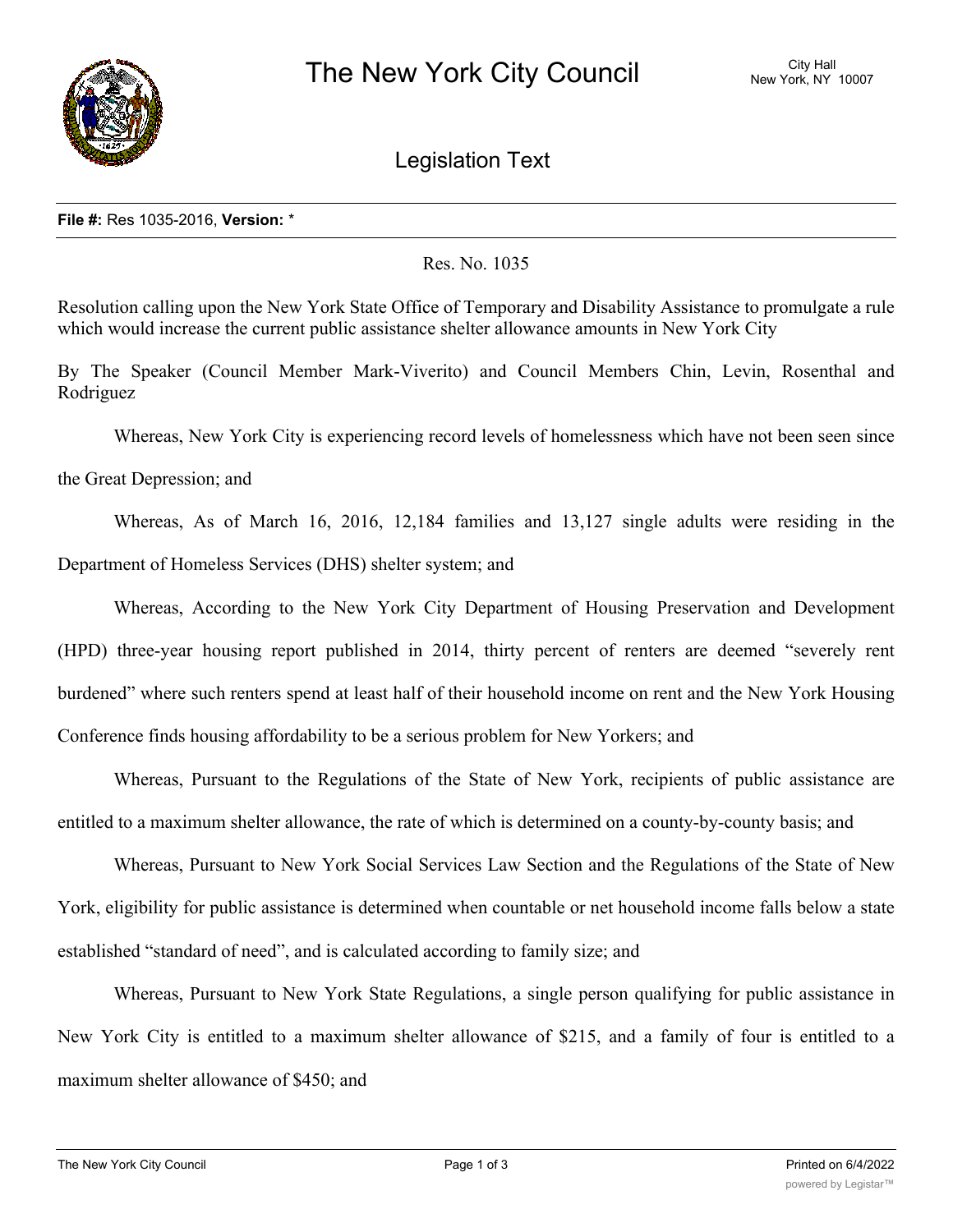# The New York City Council

City Hall
New York, NY 10007

## Legislation Text

**File #:** Res 1035-2016, **Version:** *

Res. No. 1035

Resolution calling upon the New York State Office of Temporary and Disability Assistance to promulgate a rule which would increase the current public assistance shelter allowance amounts in New York City

By The Speaker (Council Member Mark-Viverito) and Council Members Chin, Levin, Rosenthal and Rodriguez

Whereas, New York City is experiencing record levels of homelessness which have not been seen since the Great Depression; and

Whereas, As of March 16, 2016, 12,184 families and 13,127 single adults were residing in the Department of Homeless Services (DHS) shelter system; and

Whereas, According to the New York City Department of Housing Preservation and Development (HPD) three-year housing report published in 2014, thirty percent of renters are deemed "severely rent burdened" where such renters spend at least half of their household income on rent and the New York Housing Conference finds housing affordability to be a serious problem for New Yorkers; and

Whereas, Pursuant to the Regulations of the State of New York, recipients of public assistance are entitled to a maximum shelter allowance, the rate of which is determined on a county-by-county basis; and

Whereas, Pursuant to New York Social Services Law Section and the Regulations of the State of New York, eligibility for public assistance is determined when countable or net household income falls below a state established "standard of need", and is calculated according to family size; and

Whereas, Pursuant to New York State Regulations, a single person qualifying for public assistance in New York City is entitled to a maximum shelter allowance of $215, and a family of four is entitled to a maximum shelter allowance of $450; and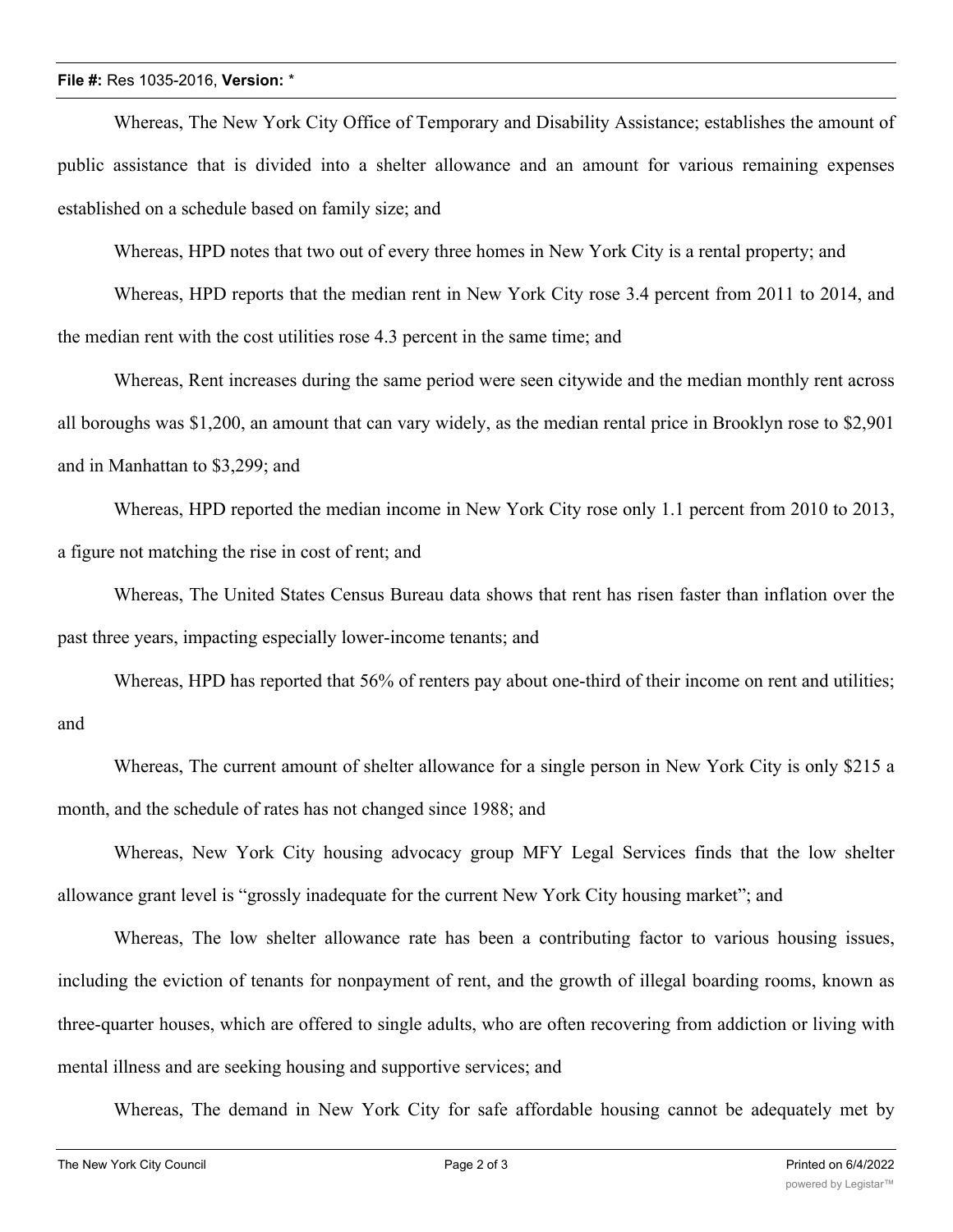Whereas, The New York City Office of Temporary and Disability Assistance; establishes the amount of public assistance that is divided into a shelter allowance and an amount for various remaining expenses established on a schedule based on family size; and

Whereas, HPD notes that two out of every three homes in New York City is a rental property; and

Whereas, HPD reports that the median rent in New York City rose 3.4 percent from 2011 to 2014, and the median rent with the cost utilities rose 4.3 percent in the same time; and

Whereas, Rent increases during the same period were seen citywide and the median monthly rent across all boroughs was $1,200, an amount that can vary widely, as the median rental price in Brooklyn rose to $2,901 and in Manhattan to $3,299; and

Whereas, HPD reported the median income in New York City rose only 1.1 percent from 2010 to 2013, a figure not matching the rise in cost of rent; and

Whereas, The United States Census Bureau data shows that rent has risen faster than inflation over the past three years, impacting especially lower-income tenants; and

Whereas, HPD has reported that 56% of renters pay about one-third of their income on rent and utilities; and

Whereas, The current amount of shelter allowance for a single person in New York City is only $215 a month, and the schedule of rates has not changed since 1988; and

Whereas, New York City housing advocacy group MFY Legal Services finds that the low shelter allowance grant level is "grossly inadequate for the current New York City housing market"; and

Whereas, The low shelter allowance rate has been a contributing factor to various housing issues, including the eviction of tenants for nonpayment of rent, and the growth of illegal boarding rooms, known as three-quarter houses, which are offered to single adults, who are often recovering from addiction or living with mental illness and are seeking housing and supportive services; and

Whereas, The demand in New York City for safe affordable housing cannot be adequately met by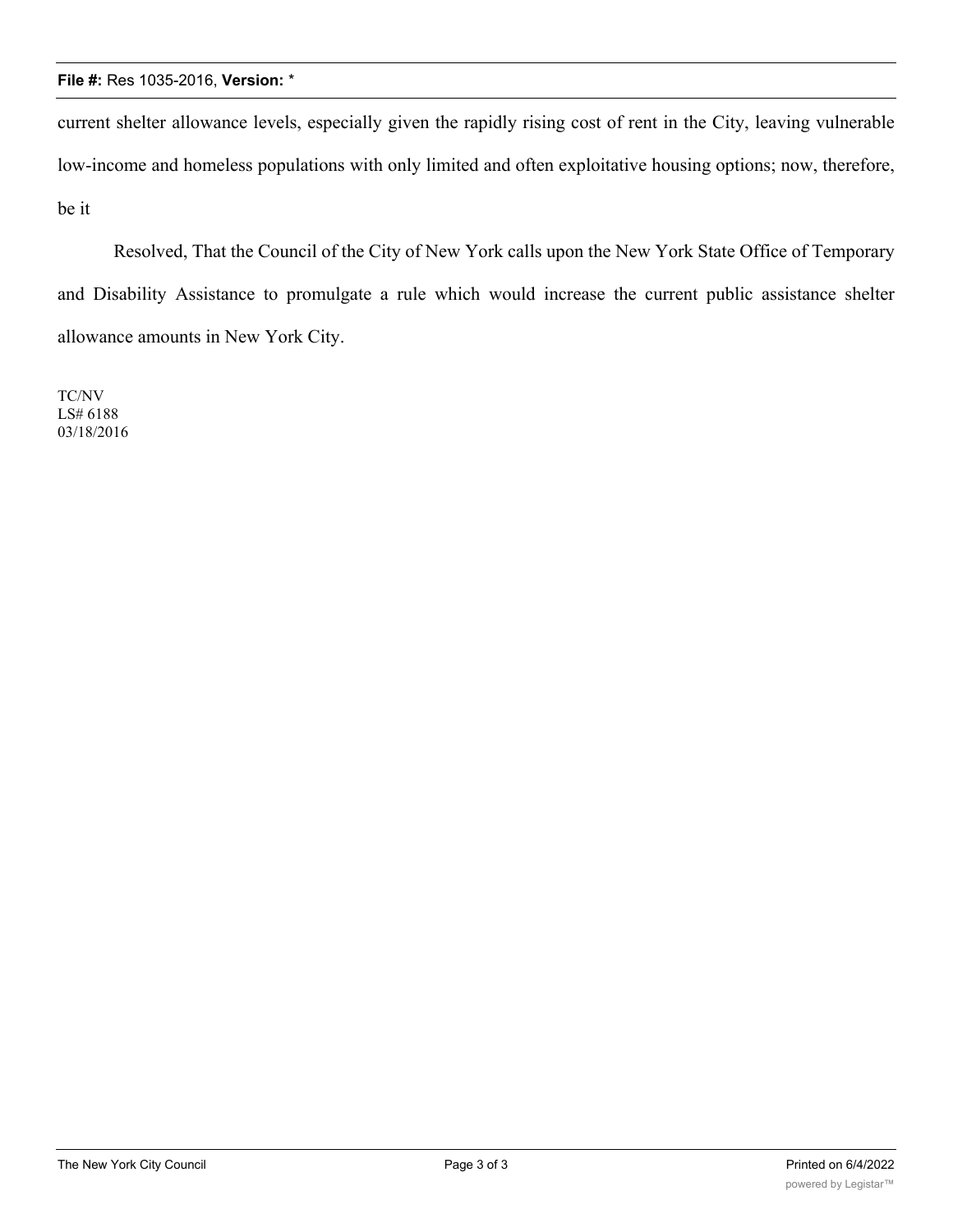current shelter allowance levels, especially given the rapidly rising cost of rent in the City, leaving vulnerable low-income and homeless populations with only limited and often exploitative housing options; now, therefore, be it

Resolved, That the Council of the City of New York calls upon the New York State Office of Temporary and Disability Assistance to promulgate a rule which would increase the current public assistance shelter allowance amounts in New York City.

TC/NV
LS# 6188
03/18/2016